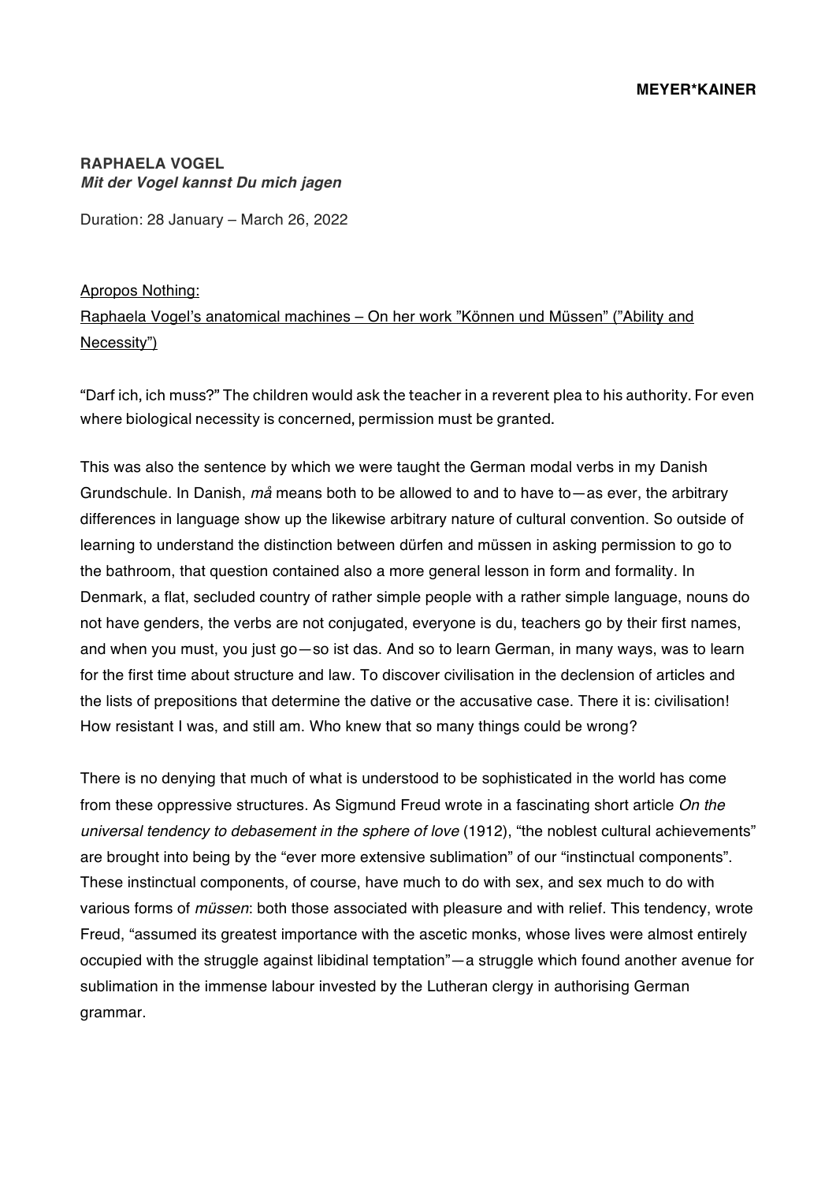**MEYER*KAINER**

**RAPHAELA VOGEL**
***Mit der Vogel kannst Du mich jagen***

Duration: 28 January – March 26, 2022

<u>Apropos Nothing:</u>
<u>Raphaela Vogel's anatomical machines – On her work "Können und Müssen" ("Ability and Necessity")</u>

"Darf ich, ich muss?" The children would ask the teacher in a reverent plea to his authority. For even where biological necessity is concerned, permission must be granted.

This was also the sentence by which we were taught the German modal verbs in my Danish Grundschule. In Danish, *må* means both to be allowed to and to have to—as ever, the arbitrary differences in language show up the likewise arbitrary nature of cultural convention. So outside of learning to understand the distinction between dürfen and müssen in asking permission to go to the bathroom, that question contained also a more general lesson in form and formality. In Denmark, a flat, secluded country of rather simple people with a rather simple language, nouns do not have genders, the verbs are not conjugated, everyone is du, teachers go by their first names, and when you must, you just go—so ist das. And so to learn German, in many ways, was to learn for the first time about structure and law. To discover civilisation in the declension of articles and the lists of prepositions that determine the dative or the accusative case. There it is: civilisation! How resistant I was, and still am. Who knew that so many things could be wrong?

There is no denying that much of what is understood to be sophisticated in the world has come from these oppressive structures. As Sigmund Freud wrote in a fascinating short article *On the universal tendency to debasement in the sphere of love* (1912), "the noblest cultural achievements" are brought into being by the "ever more extensive sublimation" of our "instinctual components". These instinctual components, of course, have much to do with sex, and sex much to do with various forms of *müssen*: both those associated with pleasure and with relief. This tendency, wrote Freud, "assumed its greatest importance with the ascetic monks, whose lives were almost entirely occupied with the struggle against libidinal temptation"—a struggle which found another avenue for sublimation in the immense labour invested by the Lutheran clergy in authorising German grammar.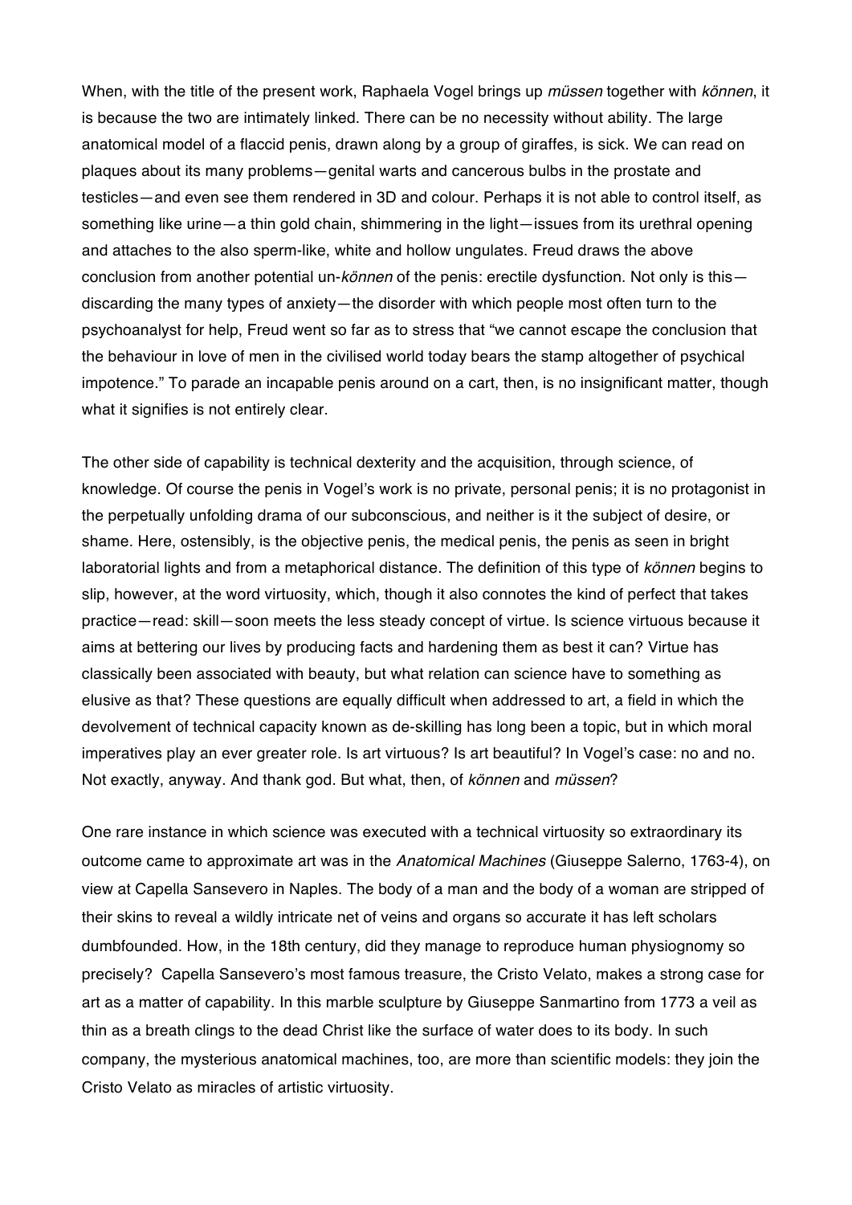When, with the title of the present work, Raphaela Vogel brings up *müssen* together with *können*, it is because the two are intimately linked. There can be no necessity without ability. The large anatomical model of a flaccid penis, drawn along by a group of giraffes, is sick. We can read on plaques about its many problems—genital warts and cancerous bulbs in the prostate and testicles—and even see them rendered in 3D and colour. Perhaps it is not able to control itself, as something like urine—a thin gold chain, shimmering in the light—issues from its urethral opening and attaches to the also sperm-like, white and hollow ungulates. Freud draws the above conclusion from another potential un-*können* of the penis: erectile dysfunction. Not only is this—discarding the many types of anxiety—the disorder with which people most often turn to the psychoanalyst for help, Freud went so far as to stress that "we cannot escape the conclusion that the behaviour in love of men in the civilised world today bears the stamp altogether of psychical impotence." To parade an incapable penis around on a cart, then, is no insignificant matter, though what it signifies is not entirely clear.

The other side of capability is technical dexterity and the acquisition, through science, of knowledge. Of course the penis in Vogel's work is no private, personal penis; it is no protagonist in the perpetually unfolding drama of our subconscious, and neither is it the subject of desire, or shame. Here, ostensibly, is the objective penis, the medical penis, the penis as seen in bright laboratorial lights and from a metaphorical distance. The definition of this type of *können* begins to slip, however, at the word virtuosity, which, though it also connotes the kind of perfect that takes practice—read: skill—soon meets the less steady concept of virtue. Is science virtuous because it aims at bettering our lives by producing facts and hardening them as best it can? Virtue has classically been associated with beauty, but what relation can science have to something as elusive as that? These questions are equally difficult when addressed to art, a field in which the devolvement of technical capacity known as de-skilling has long been a topic, but in which moral imperatives play an ever greater role. Is art virtuous? Is art beautiful? In Vogel's case: no and no. Not exactly, anyway. And thank god. But what, then, of *können* and *müssen*?

One rare instance in which science was executed with a technical virtuosity so extraordinary its outcome came to approximate art was in the *Anatomical Machines* (Giuseppe Salerno, 1763-4), on view at Capella Sansevero in Naples. The body of a man and the body of a woman are stripped of their skins to reveal a wildly intricate net of veins and organs so accurate it has left scholars dumbfounded. How, in the 18th century, did they manage to reproduce human physiognomy so precisely? Capella Sansevero's most famous treasure, the Cristo Velato, makes a strong case for art as a matter of capability. In this marble sculpture by Giuseppe Sanmartino from 1773 a veil as thin as a breath clings to the dead Christ like the surface of water does to its body. In such company, the mysterious anatomical machines, too, are more than scientific models: they join the Cristo Velato as miracles of artistic virtuosity.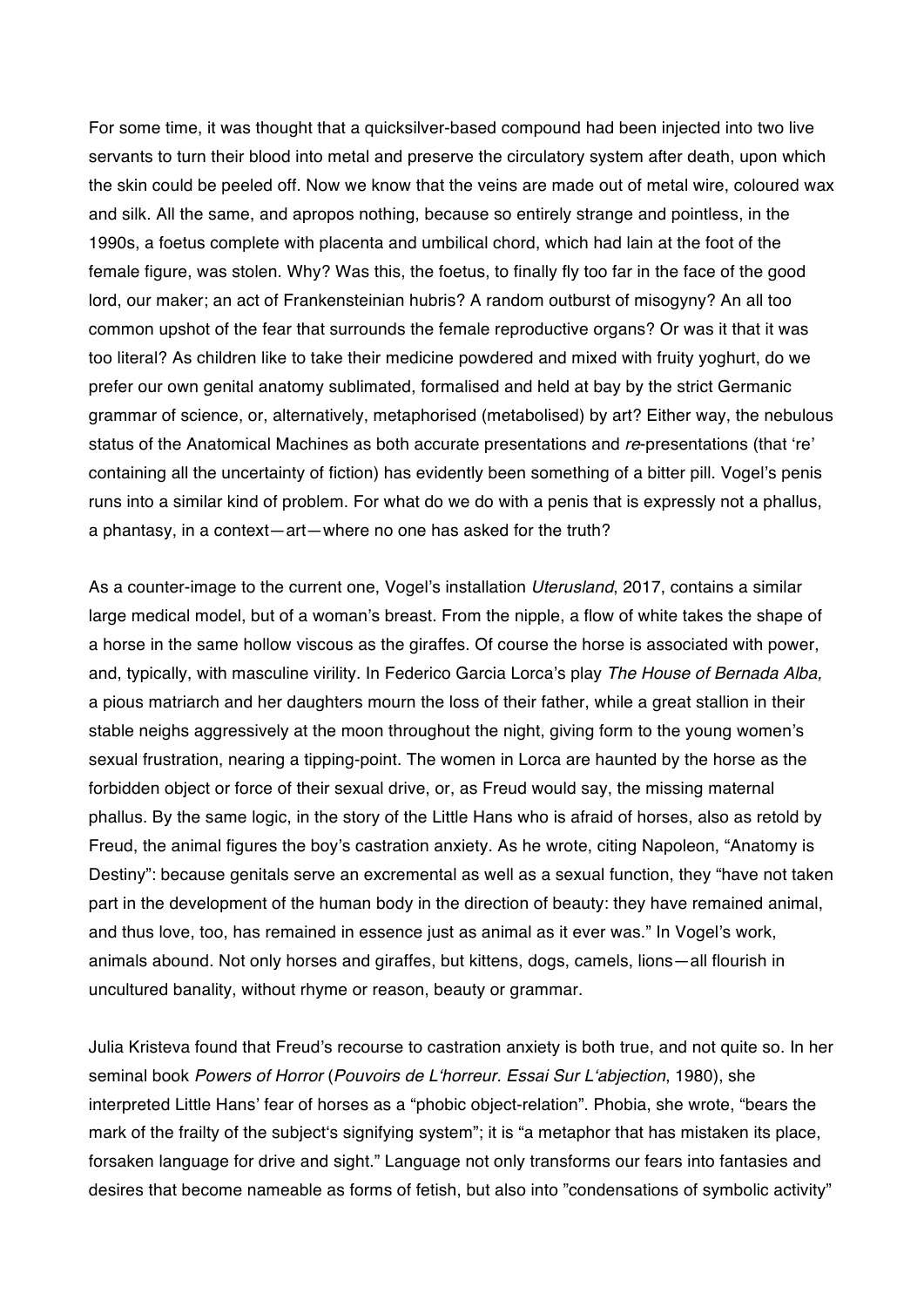For some time, it was thought that a quicksilver-based compound had been injected into two live servants to turn their blood into metal and preserve the circulatory system after death, upon which the skin could be peeled off. Now we know that the veins are made out of metal wire, coloured wax and silk. All the same, and apropos nothing, because so entirely strange and pointless, in the 1990s, a foetus complete with placenta and umbilical chord, which had lain at the foot of the female figure, was stolen. Why? Was this, the foetus, to finally fly too far in the face of the good lord, our maker; an act of Frankensteinian hubris? A random outburst of misogyny? An all too common upshot of the fear that surrounds the female reproductive organs? Or was it that it was too literal? As children like to take their medicine powdered and mixed with fruity yoghurt, do we prefer our own genital anatomy sublimated, formalised and held at bay by the strict Germanic grammar of science, or, alternatively, metaphorised (metabolised) by art? Either way, the nebulous status of the Anatomical Machines as both accurate presentations and *re*-presentations (that 're' containing all the uncertainty of fiction) has evidently been something of a bitter pill. Vogel's penis runs into a similar kind of problem. For what do we do with a penis that is expressly not a phallus, a phantasy, in a context—art—where no one has asked for the truth?

As a counter-image to the current one, Vogel's installation *Uterusland*, 2017, contains a similar large medical model, but of a woman's breast. From the nipple, a flow of white takes the shape of a horse in the same hollow viscous as the giraffes. Of course the horse is associated with power, and, typically, with masculine virility. In Federico Garcia Lorca's play *The House of Bernada Alba,* a pious matriarch and her daughters mourn the loss of their father, while a great stallion in their stable neighs aggressively at the moon throughout the night, giving form to the young women's sexual frustration, nearing a tipping-point. The women in Lorca are haunted by the horse as the forbidden object or force of their sexual drive, or, as Freud would say, the missing maternal phallus. By the same logic, in the story of the Little Hans who is afraid of horses, also as retold by Freud, the animal figures the boy's castration anxiety. As he wrote, citing Napoleon, "Anatomy is Destiny": because genitals serve an excremental as well as a sexual function, they "have not taken part in the development of the human body in the direction of beauty: they have remained animal, and thus love, too, has remained in essence just as animal as it ever was." In Vogel's work, animals abound. Not only horses and giraffes, but kittens, dogs, camels, lions—all flourish in uncultured banality, without rhyme or reason, beauty or grammar.

Julia Kristeva found that Freud's recourse to castration anxiety is both true, and not quite so. In her seminal book *Powers of Horror* (*Pouvoirs de L'horreur. Essai Sur L'abjection*, 1980), she interpreted Little Hans' fear of horses as a "phobic object-relation". Phobia, she wrote, "bears the mark of the frailty of the subject's signifying system"; it is "a metaphor that has mistaken its place, forsaken language for drive and sight." Language not only transforms our fears into fantasies and desires that become nameable as forms of fetish, but also into "condensations of symbolic activity"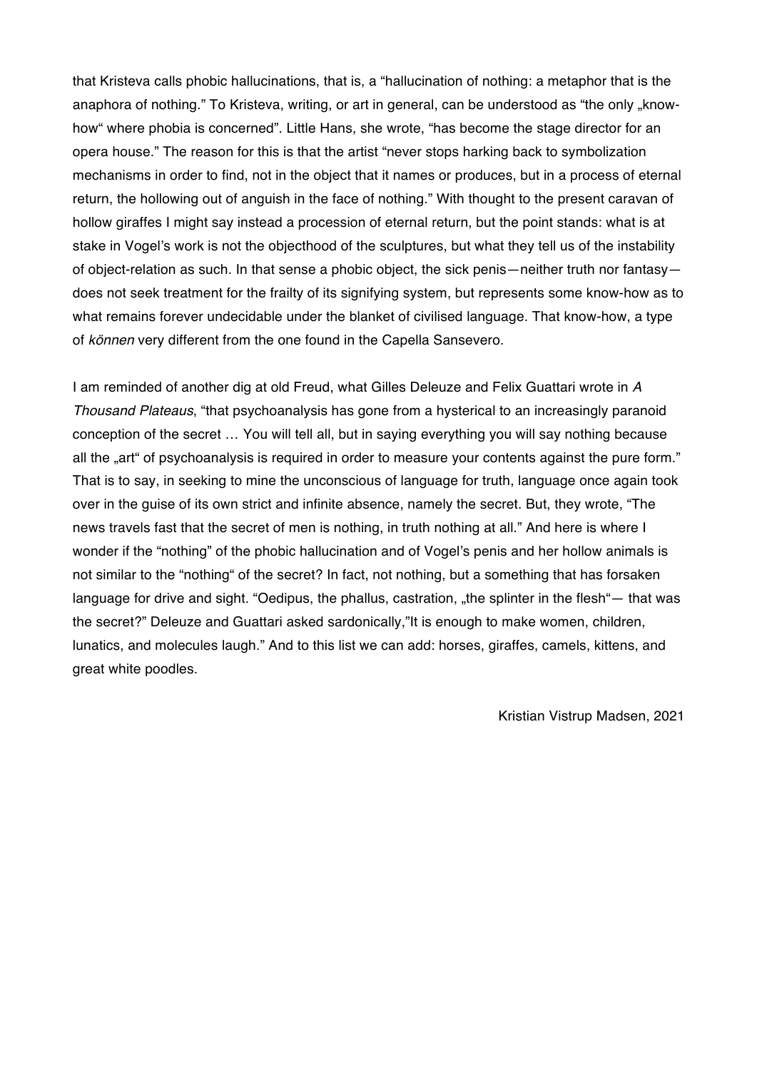that Kristeva calls phobic hallucinations, that is, a "hallucination of nothing: a metaphor that is the anaphora of nothing." To Kristeva, writing, or art in general, can be understood as "the only „know-how" where phobia is concerned". Little Hans, she wrote, "has become the stage director for an opera house." The reason for this is that the artist "never stops harking back to symbolization mechanisms in order to find, not in the object that it names or produces, but in a process of eternal return, the hollowing out of anguish in the face of nothing." With thought to the present caravan of hollow giraffes I might say instead a procession of eternal return, but the point stands: what is at stake in Vogel's work is not the objecthood of the sculptures, but what they tell us of the instability of object-relation as such. In that sense a phobic object, the sick penis—neither truth nor fantasy—does not seek treatment for the frailty of its signifying system, but represents some know-how as to what remains forever undecidable under the blanket of civilised language. That know-how, a type of *können* very different from the one found in the Capella Sansevero.

I am reminded of another dig at old Freud, what Gilles Deleuze and Felix Guattari wrote in *A Thousand Plateaus*, "that psychoanalysis has gone from a hysterical to an increasingly paranoid conception of the secret … You will tell all, but in saying everything you will say nothing because all the „art" of psychoanalysis is required in order to measure your contents against the pure form." That is to say, in seeking to mine the unconscious of language for truth, language once again took over in the guise of its own strict and infinite absence, namely the secret. But, they wrote, "The news travels fast that the secret of men is nothing, in truth nothing at all." And here is where I wonder if the "nothing" of the phobic hallucination and of Vogel's penis and her hollow animals is not similar to the "nothing" of the secret? In fact, not nothing, but a something that has forsaken language for drive and sight. "Oedipus, the phallus, castration, „the splinter in the flesh"— that was the secret?" Deleuze and Guattari asked sardonically,"It is enough to make women, children, lunatics, and molecules laugh." And to this list we can add: horses, giraffes, camels, kittens, and great white poodles.

Kristian Vistrup Madsen, 2021